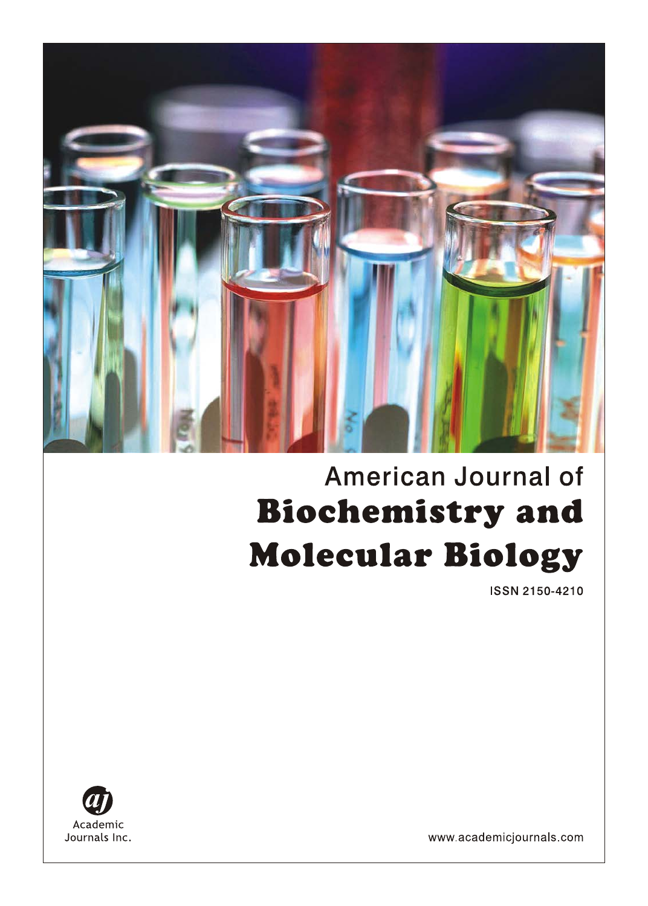American Journal of

# Biochemistry and Molecular Biology

ISSN 2150-4210

Academic
Journals Inc.

www.academicjournals.com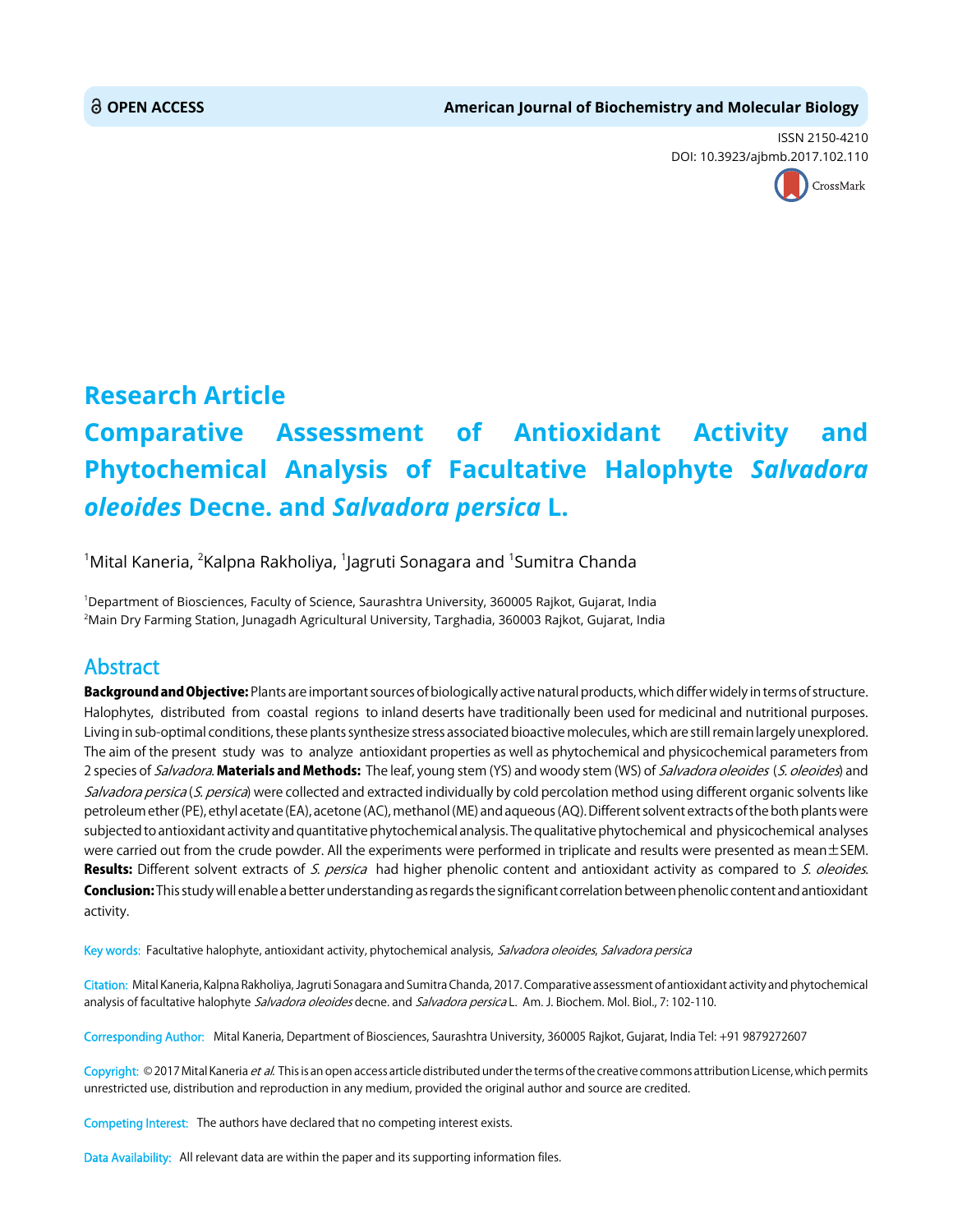OPEN ACCESS

American Journal of Biochemistry and Molecular Biology

ISSN 2150-4210

DOI: 10.3923/ajbmb.2017.102.110

# Research Article

# Comparative Assessment of Antioxidant Activity and Phytochemical Analysis of Facultative Halophyte *Salvadora oleoides* Decne. and *Salvadora persica* L.

[1]Mital Kaneria, [2]Kalpna Rakholiya, [1]Jagruti Sonagara and [1]Sumitra Chanda

[1]Department of Biosciences, Faculty of Science, Saurashtra University, 360005 Rajkot, Gujarat, India

[2]Main Dry Farming Station, Junagadh Agricultural University, Targhadia, 360003 Rajkot, Gujarat, India

## Abstract

**Background and Objective:** Plants are important sources of biologically active natural products, which differ widely in terms of structure. Halophytes, distributed from coastal regions to inland deserts have traditionally been used for medicinal and nutritional purposes. Living in sub-optimal conditions, these plants synthesize stress associated bioactive molecules, which are still remain largely unexplored. The aim of the present study was to analyze antioxidant properties as well as phytochemical and physicochemical parameters from 2 species of *Salvadora*. **Materials and Methods:** The leaf, young stem (YS) and woody stem (WS) of *Salvadora oleoides* (*S. oleoides*) and *Salvadora persica* (*S. persica*) were collected and extracted individually by cold percolation method using different organic solvents like petroleum ether (PE), ethyl acetate (EA), acetone (AC), methanol (ME) and aqueous (AQ). Different solvent extracts of the both plants were subjected to antioxidant activity and quantitative phytochemical analysis. The qualitative phytochemical and physicochemical analyses were carried out from the crude powder. All the experiments were performed in triplicate and results were presented as mean±SEM. **Results:** Different solvent extracts of *S. persica* had higher phenolic content and antioxidant activity as compared to *S. oleoides*. **Conclusion:** This study will enable a better understanding as regards the significant correlation between phenolic content and antioxidant activity.

**Key words:** Facultative halophyte, antioxidant activity, phytochemical analysis, *Salvadora oleoides*, *Salvadora persica*

**Citation:** Mital Kaneria, Kalpna Rakholiya, Jagruti Sonagara and Sumitra Chanda, 2017. Comparative assessment of antioxidant activity and phytochemical analysis of facultative halophyte *Salvadora oleoides* decne. and *Salvadora persica* L. Am. J. Biochem. Mol. Biol., 7: 102-110.

**Corresponding Author:** Mital Kaneria, Department of Biosciences, Saurashtra University, 360005 Rajkot, Gujarat, India Tel: +91 9879272607

**Copyright:** © 2017 Mital Kaneria *et al.* This is an open access article distributed under the terms of the creative commons attribution License, which permits unrestricted use, distribution and reproduction in any medium, provided the original author and source are credited.

**Competing Interest:** The authors have declared that no competing interest exists.

**Data Availability:** All relevant data are within the paper and its supporting information files.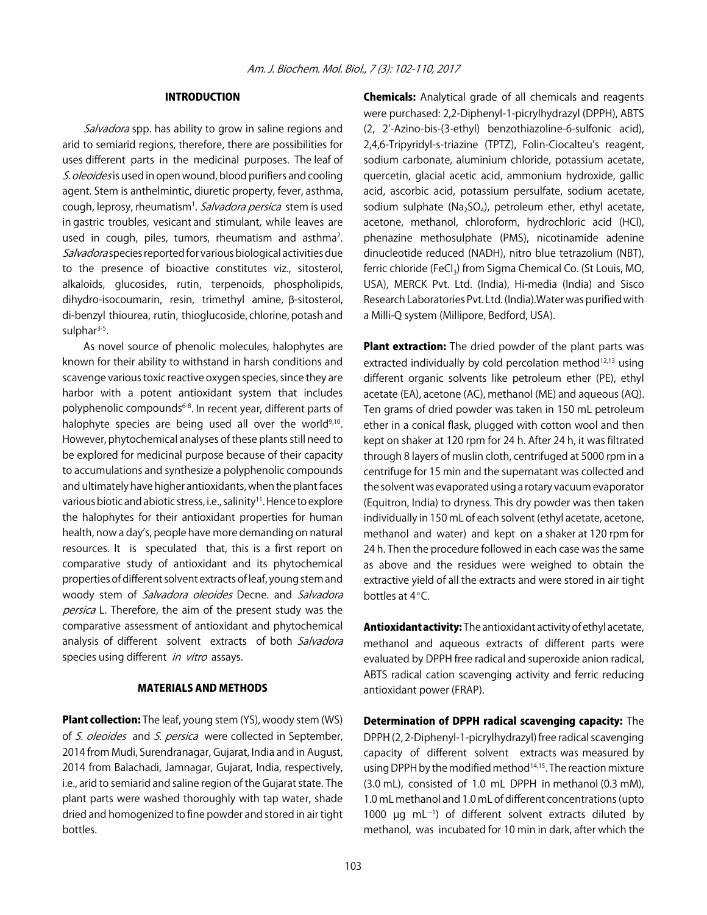## INTRODUCTION

*Salvadora* spp. has ability to grow in saline regions and arid to semiarid regions, therefore, there are possibilities for uses different parts in the medicinal purposes. The leaf of *S. oleoides* is used in open wound, blood purifiers and cooling agent. Stem is anthelmintic, diuretic property, fever, asthma, cough, leprosy, rheumatism[1]. *Salvadora persica* stem is used in gastric troubles, vesicant and stimulant, while leaves are used in cough, piles, tumors, rheumatism and asthma[2]. *Salvadora* species reported for various biological activities due to the presence of bioactive constitutes viz., sitosterol, alkaloids, glucosides, rutin, terpenoids, phospholipids, dihydro-isocoumarin, resin, trimethyl amine, β-sitosterol, di-benzyl thiourea, rutin, thioglucoside, chlorine, potash and sulphar[3-5].

As novel source of phenolic molecules, halophytes are known for their ability to withstand in harsh conditions and scavenge various toxic reactive oxygen species, since they are harbor with a potent antioxidant system that includes polyphenolic compounds[6-8]. In recent year, different parts of halophyte species are being used all over the world[9,10]. However, phytochemical analyses of these plants still need to be explored for medicinal purpose because of their capacity to accumulations and synthesize a polyphenolic compounds and ultimately have higher antioxidants, when the plant faces various biotic and abiotic stress, i.e., salinity[11]. Hence to explore the halophytes for their antioxidant properties for human health, now a day's, people have more demanding on natural resources. It is speculated that, this is a first report on comparative study of antioxidant and its phytochemical properties of different solvent extracts of leaf, young stem and woody stem of *Salvadora oleoides* Decne. and *Salvadora persica* L. Therefore, the aim of the present study was the comparative assessment of antioxidant and phytochemical analysis of different solvent extracts of both *Salvadora* species using different *in vitro* assays.

## MATERIALS AND METHODS

**Plant collection:** The leaf, young stem (YS), woody stem (WS) of *S. oleoides* and *S. persica* were collected in September, 2014 from Mudi, Surendranagar, Gujarat, India and in August, 2014 from Balachadi, Jamnagar, Gujarat, India, respectively, i.e., arid to semiarid and saline region of the Gujarat state. The plant parts were washed thoroughly with tap water, shade dried and homogenized to fine powder and stored in air tight bottles.

**Chemicals:** Analytical grade of all chemicals and reagents were purchased: 2,2-Diphenyl-1-picrylhydrazyl (DPPH), ABTS (2, 2'-Azino-bis-(3-ethyl) benzothiazoline-6-sulfonic acid), 2,4,6-Tripyridyl-s-triazine (TPTZ), Folin-Ciocalteu's reagent, sodium carbonate, aluminium chloride, potassium acetate, quercetin, glacial acetic acid, ammonium hydroxide, gallic acid, ascorbic acid, potassium persulfate, sodium acetate, sodium sulphate ($Na_2SO_4$), petroleum ether, ethyl acetate, acetone, methanol, chloroform, hydrochloric acid (HCl), phenazine methosulphate (PMS), nicotinamide adenine dinucleotide reduced (NADH), nitro blue tetrazolium (NBT), ferric chloride ($FeCl_3$) from Sigma Chemical Co. (St Louis, MO, USA), MERCK Pvt. Ltd. (India), Hi-media (India) and Sisco Research Laboratories Pvt. Ltd. (India). Water was purified with a Milli-Q system (Millipore, Bedford, USA).

**Plant extraction:** The dried powder of the plant parts was extracted individually by cold percolation method[12,13] using different organic solvents like petroleum ether (PE), ethyl acetate (EA), acetone (AC), methanol (ME) and aqueous (AQ). Ten grams of dried powder was taken in 150 mL petroleum ether in a conical flask, plugged with cotton wool and then kept on shaker at 120 rpm for 24 h. After 24 h, it was filtrated through 8 layers of muslin cloth, centrifuged at 5000 rpm in a centrifuge for 15 min and the supernatant was collected and the solvent was evaporated using a rotary vacuum evaporator (Equitron, India) to dryness. This dry powder was then taken individually in 150 mL of each solvent (ethyl acetate, acetone, methanol and water) and kept on a shaker at 120 rpm for 24 h. Then the procedure followed in each case was the same as above and the residues were weighed to obtain the extractive yield of all the extracts and were stored in air tight bottles at 4°C.

**Antioxidant activity:** The antioxidant activity of ethyl acetate, methanol and aqueous extracts of different parts were evaluated by DPPH free radical and superoxide anion radical, ABTS radical cation scavenging activity and ferric reducing antioxidant power (FRAP).

**Determination of DPPH radical scavenging capacity:** The DPPH (2, 2-Diphenyl-1-picrylhydrazyl) free radical scavenging capacity of different solvent extracts was measured by using DPPH by the modified method[14,15]. The reaction mixture (3.0 mL), consisted of 1.0 mL DPPH in methanol (0.3 mM), 1.0 mL methanol and 1.0 mL of different concentrations (upto 1000 μg $mL^{-1}$) of different solvent extracts diluted by methanol, was incubated for 10 min in dark, after which the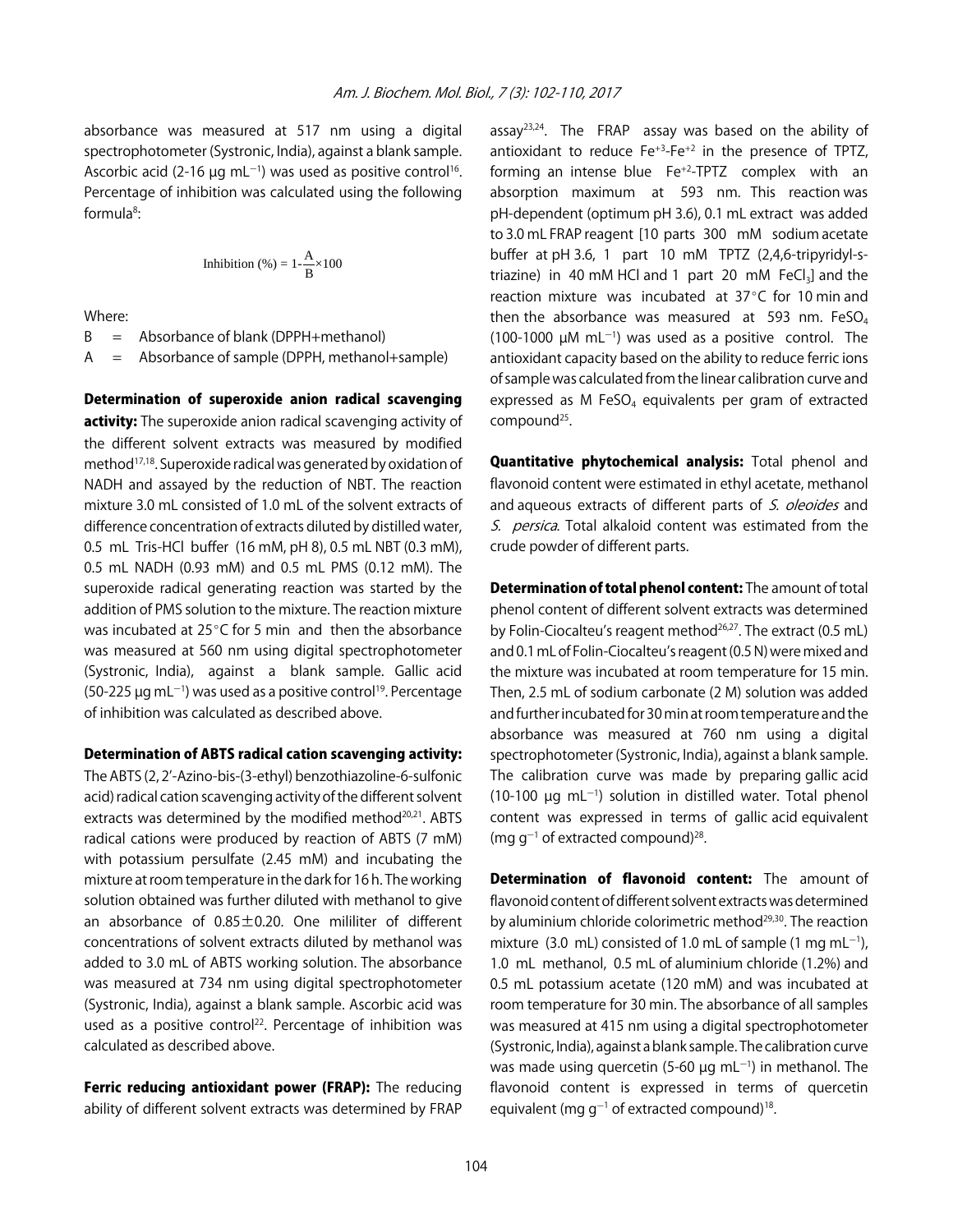absorbance was measured at 517 nm using a digital spectrophotometer (Systronic, India), against a blank sample. Ascorbic acid (2-16 μg $mL^{-1}$) was used as positive control[16]. Percentage of inhibition was calculated using the following formula[8]:

$$\text{Inhibition (\%)} = 1-\frac{A}{B}\times 100$$

Where:

B = Absorbance of blank (DPPH+methanol)
A = Absorbance of sample (DPPH, methanol+sample)

**Determination of superoxide anion radical scavenging activity:** The superoxide anion radical scavenging activity of the different solvent extracts was measured by modified method[17,18]. Superoxide radical was generated by oxidation of NADH and assayed by the reduction of NBT. The reaction mixture 3.0 mL consisted of 1.0 mL of the solvent extracts of difference concentration of extracts diluted by distilled water, 0.5 mL Tris-HCl buffer (16 mM, pH 8), 0.5 mL NBT (0.3 mM), 0.5 mL NADH (0.93 mM) and 0.5 mL PMS (0.12 mM). The superoxide radical generating reaction was started by the addition of PMS solution to the mixture. The reaction mixture was incubated at 25°C for 5 min and then the absorbance was measured at 560 nm using digital spectrophotometer (Systronic, India), against a blank sample. Gallic acid (50-225 μg $mL^{-1}$) was used as a positive control[19]. Percentage of inhibition was calculated as described above.

**Determination of ABTS radical cation scavenging activity:** The ABTS (2, 2'-Azino-bis-(3-ethyl) benzothiazoline-6-sulfonic acid) radical cation scavenging activity of the different solvent extracts was determined by the modified method[20,21]. ABTS radical cations were produced by reaction of ABTS (7 mM) with potassium persulfate (2.45 mM) and incubating the mixture at room temperature in the dark for 16 h. The working solution obtained was further diluted with methanol to give an absorbance of 0.85±0.20. One mililiter of different concentrations of solvent extracts diluted by methanol was added to 3.0 mL of ABTS working solution. The absorbance was measured at 734 nm using digital spectrophotometer (Systronic, India), against a blank sample. Ascorbic acid was used as a positive control[22]. Percentage of inhibition was calculated as described above.

**Ferric reducing antioxidant power (FRAP):** The reducing ability of different solvent extracts was determined by FRAP assay[23,24]. The FRAP assay was based on the ability of antioxidant to reduce $Fe^{+3}$-$Fe^{+2}$ in the presence of TPTZ, forming an intense blue $Fe^{+2}$-TPTZ complex with an absorption maximum at 593 nm. This reaction was pH-dependent (optimum pH 3.6), 0.1 mL extract was added to 3.0 mL FRAP reagent [10 parts 300 mM sodium acetate buffer at pH 3.6, 1 part 10 mM TPTZ (2,4,6-tripyridyl-s-triazine) in 40 mM HCl and 1 part 20 mM $FeCl_3$] and the reaction mixture was incubated at 37°C for 10 min and then the absorbance was measured at 593 nm. $FeSO_4$ (100-1000 μM $mL^{-1}$) was used as a positive control. The antioxidant capacity based on the ability to reduce ferric ions of sample was calculated from the linear calibration curve and expressed as M $FeSO_4$ equivalents per gram of extracted compound[25].

**Quantitative phytochemical analysis:** Total phenol and flavonoid content were estimated in ethyl acetate, methanol and aqueous extracts of different parts of *S. oleoides* and *S. persica*. Total alkaloid content was estimated from the crude powder of different parts.

**Determination of total phenol content:** The amount of total phenol content of different solvent extracts was determined by Folin-Ciocalteu's reagent method[26,27]. The extract (0.5 mL) and 0.1 mL of Folin-Ciocalteu's reagent (0.5 N) were mixed and the mixture was incubated at room temperature for 15 min. Then, 2.5 mL of sodium carbonate (2 M) solution was added and further incubated for 30 min at room temperature and the absorbance was measured at 760 nm using a digital spectrophotometer (Systronic, India), against a blank sample. The calibration curve was made by preparing gallic acid (10-100 μg $mL^{-1}$) solution in distilled water. Total phenol content was expressed in terms of gallic acid equivalent (mg $g^{-1}$ of extracted compound)[28].

**Determination of flavonoid content:** The amount of flavonoid content of different solvent extracts was determined by aluminium chloride colorimetric method[29,30]. The reaction mixture (3.0 mL) consisted of 1.0 mL of sample (1 mg $mL^{-1}$), 1.0 mL methanol, 0.5 mL of aluminium chloride (1.2%) and 0.5 mL potassium acetate (120 mM) and was incubated at room temperature for 30 min. The absorbance of all samples was measured at 415 nm using a digital spectrophotometer (Systronic, India), against a blank sample. The calibration curve was made using quercetin (5-60 μg $mL^{-1}$) in methanol. The flavonoid content is expressed in terms of quercetin equivalent (mg $g^{-1}$ of extracted compound)[18].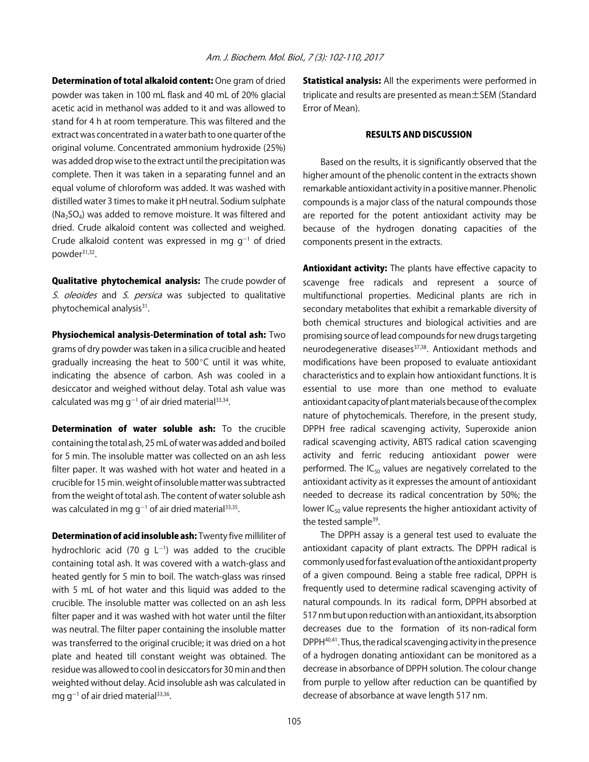**Determination of total alkaloid content:** One gram of dried powder was taken in 100 mL flask and 40 mL of 20% glacial acetic acid in methanol was added to it and was allowed to stand for 4 h at room temperature. This was filtered and the extract was concentrated in a water bath to one quarter of the original volume. Concentrated ammonium hydroxide (25%) was added drop wise to the extract until the precipitation was complete. Then it was taken in a separating funnel and an equal volume of chloroform was added. It was washed with distilled water 3 times to make it pH neutral. Sodium sulphate ($Na_2SO_4$) was added to remove moisture. It was filtered and dried. Crude alkaloid content was collected and weighed. Crude alkaloid content was expressed in mg $g^{-1}$ of dried powder[31,32].

**Qualitative phytochemical analysis:** The crude powder of *S. oleoides* and *S. persica* was subjected to qualitative phytochemical analysis[31].

**Physiochemical analysis-Determination of total ash:** Two grams of dry powder was taken in a silica crucible and heated gradually increasing the heat to 500°C until it was white, indicating the absence of carbon. Ash was cooled in a desiccator and weighed without delay. Total ash value was calculated was mg $g^{-1}$ of air dried material[33,34].

**Determination of water soluble ash:** To the crucible containing the total ash, 25 mL of water was added and boiled for 5 min. The insoluble matter was collected on an ash less filter paper. It was washed with hot water and heated in a crucible for 15 min. weight of insoluble matter was subtracted from the weight of total ash. The content of water soluble ash was calculated in mg $g^{-1}$ of air dried material[33,35].

**Determination of acid insoluble ash:** Twenty five milliliter of hydrochloric acid (70 g $L^{-1}$) was added to the crucible containing total ash. It was covered with a watch-glass and heated gently for 5 min to boil. The watch-glass was rinsed with 5 mL of hot water and this liquid was added to the crucible. The insoluble matter was collected on an ash less filter paper and it was washed with hot water until the filter was neutral. The filter paper containing the insoluble matter was transferred to the original crucible; it was dried on a hot plate and heated till constant weight was obtained. The residue was allowed to cool in desiccators for 30 min and then weighted without delay. Acid insoluble ash was calculated in mg $g^{-1}$ of air dried material[33,36].

**Statistical analysis:** All the experiments were performed in triplicate and results are presented as mean±SEM (Standard Error of Mean).

## RESULTS AND DISCUSSION

Based on the results, it is significantly observed that the higher amount of the phenolic content in the extracts shown remarkable antioxidant activity in a positive manner. Phenolic compounds is a major class of the natural compounds those are reported for the potent antioxidant activity may be because of the hydrogen donating capacities of the components present in the extracts.

**Antioxidant activity:** The plants have effective capacity to scavenge free radicals and represent a source of multifunctional properties. Medicinal plants are rich in secondary metabolites that exhibit a remarkable diversity of both chemical structures and biological activities and are promising source of lead compounds for new drugs targeting neurodegenerative diseases[37,38]. Antioxidant methods and modifications have been proposed to evaluate antioxidant characteristics and to explain how antioxidant functions. It is essential to use more than one method to evaluate antioxidant capacity of plant materials because of the complex nature of phytochemicals. Therefore, in the present study, DPPH free radical scavenging activity, Superoxide anion radical scavenging activity, ABTS radical cation scavenging activity and ferric reducing antioxidant power were performed. The $IC_{50}$ values are negatively correlated to the antioxidant activity as it expresses the amount of antioxidant needed to decrease its radical concentration by 50%; the lower $IC_{50}$ value represents the higher antioxidant activity of the tested sample[39].

The DPPH assay is a general test used to evaluate the antioxidant capacity of plant extracts. The DPPH radical is commonly used for fast evaluation of the antioxidant property of a given compound. Being a stable free radical, DPPH is frequently used to determine radical scavenging activity of natural compounds. In its radical form, DPPH absorbed at 517 nm but upon reduction with an antioxidant, its absorption decreases due to the formation of its non-radical form DPPH[40,41]. Thus, the radical scavenging activity in the presence of a hydrogen donating antioxidant can be monitored as a decrease in absorbance of DPPH solution. The colour change from purple to yellow after reduction can be quantified by decrease of absorbance at wave length 517 nm.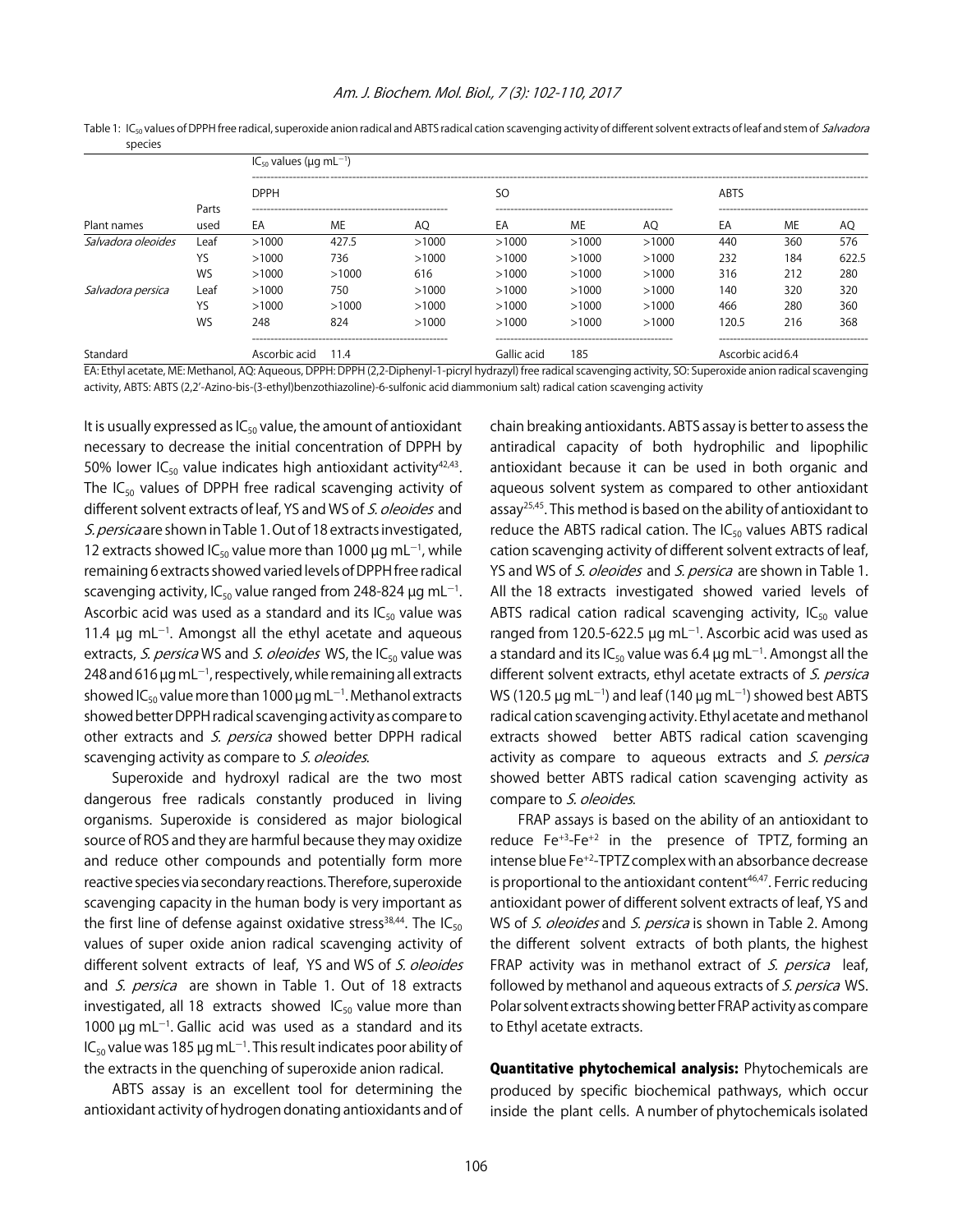Table 1: $IC_{50}$ values of DPPH free radical, superoxide anion radical and ABTS radical cation scavenging activity of different solvent extracts of leaf and stem of *Salvadora* species

| | | $IC_{50}$ values (µg mL$^{-1}$) | | | | | | | | |
|---|---|---|---|---|---|---|---|---|---|---|
| | | DPPH | | | SO | | | ABTS | | |
| Plant names | Parts used | EA | ME | AQ | EA | ME | AQ | EA | ME | AQ |
| *Salvadora oleoides* | Leaf | >1000 | 427.5 | >1000 | >1000 | >1000 | >1000 | 440 | 360 | 576 |
| | YS | >1000 | 736 | >1000 | >1000 | >1000 | >1000 | 232 | 184 | 622.5 |
| | WS | >1000 | >1000 | 616 | >1000 | >1000 | >1000 | 316 | 212 | 280 |
| *Salvadora persica* | Leaf | >1000 | 750 | >1000 | >1000 | >1000 | >1000 | 140 | 320 | 320 |
| | YS | >1000 | >1000 | >1000 | >1000 | >1000 | >1000 | 466 | 280 | 360 |
| | WS | 248 | 824 | >1000 | >1000 | >1000 | >1000 | 120.5 | 216 | 368 |
| Standard | | Ascorbic acid | 11.4 | | Gallic acid | 185 | | Ascorbic acid | 6.4 | |

EA: Ethyl acetate, ME: Methanol, AQ: Aqueous, DPPH: DPPH (2,2-Diphenyl-1-picryl hydrazyl) free radical scavenging activity, SO: Superoxide anion radical scavenging activity, ABTS: ABTS (2,2'-Azino-bis-(3-ethyl)benzothiazoline)-6-sulfonic acid diammonium salt) radical cation scavenging activity

It is usually expressed as $IC_{50}$ value, the amount of antioxidant necessary to decrease the initial concentration of DPPH by 50% lower $IC_{50}$ value indicates high antioxidant activity[42,43]. The $IC_{50}$ values of DPPH free radical scavenging activity of different solvent extracts of leaf, YS and WS of *S. oleoides* and *S. persica* are shown in Table 1. Out of 18 extracts investigated, 12 extracts showed $IC_{50}$ value more than 1000 µg mL$^{-1}$, while remaining 6 extracts showed varied levels of DPPH free radical scavenging activity, $IC_{50}$ value ranged from 248-824 µg mL$^{-1}$. Ascorbic acid was used as a standard and its $IC_{50}$ value was 11.4 µg mL$^{-1}$. Amongst all the ethyl acetate and aqueous extracts, *S. persica* WS and *S. oleoides* WS, the $IC_{50}$ value was 248 and 616 µg mL$^{-1}$, respectively, while remaining all extracts showed $IC_{50}$ value more than 1000 µg mL$^{-1}$. Methanol extracts showed better DPPH radical scavenging activity as compare to other extracts and *S. persica* showed better DPPH radical scavenging activity as compare to *S. oleoides*.

Superoxide and hydroxyl radical are the two most dangerous free radicals constantly produced in living organisms. Superoxide is considered as major biological source of ROS and they are harmful because they may oxidize and reduce other compounds and potentially form more reactive species via secondary reactions. Therefore, superoxide scavenging capacity in the human body is very important as the first line of defense against oxidative stress[38,44]. The $IC_{50}$ values of super oxide anion radical scavenging activity of different solvent extracts of leaf, YS and WS of *S. oleoides* and *S. persica* are shown in Table 1. Out of 18 extracts investigated, all 18 extracts showed $IC_{50}$ value more than 1000 µg mL$^{-1}$. Gallic acid was used as a standard and its $IC_{50}$ value was 185 µg mL$^{-1}$. This result indicates poor ability of the extracts in the quenching of superoxide anion radical.

ABTS assay is an excellent tool for determining the antioxidant activity of hydrogen donating antioxidants and of chain breaking antioxidants. ABTS assay is better to assess the antiradical capacity of both hydrophilic and lipophilic antioxidant because it can be used in both organic and aqueous solvent system as compared to other antioxidant assay[25,45]. This method is based on the ability of antioxidant to reduce the ABTS radical cation. The $IC_{50}$ values ABTS radical cation scavenging activity of different solvent extracts of leaf, YS and WS of *S. oleoides* and *S. persica* are shown in Table 1. All the 18 extracts investigated showed varied levels of ABTS radical cation radical scavenging activity, $IC_{50}$ value ranged from 120.5-622.5 µg mL$^{-1}$. Ascorbic acid was used as a standard and its $IC_{50}$ value was 6.4 µg mL$^{-1}$. Amongst all the different solvent extracts, ethyl acetate extracts of *S. persica* WS (120.5 µg mL$^{-1}$) and leaf (140 µg mL$^{-1}$) showed best ABTS radical cation scavenging activity. Ethyl acetate and methanol extracts showed better ABTS radical cation scavenging activity as compare to aqueous extracts and *S. persica* showed better ABTS radical cation scavenging activity as compare to *S. oleoides*.

FRAP assays is based on the ability of an antioxidant to reduce $Fe^{+3}$-$Fe^{+2}$ in the presence of TPTZ, forming an intense blue $Fe^{+2}$-TPTZ complex with an absorbance decrease is proportional to the antioxidant content[46,47]. Ferric reducing antioxidant power of different solvent extracts of leaf, YS and WS of *S. oleoides* and *S. persica* is shown in Table 2. Among the different solvent extracts of both plants, the highest FRAP activity was in methanol extract of *S. persica* leaf, followed by methanol and aqueous extracts of *S. persica* WS. Polar solvent extracts showing better FRAP activity as compare to Ethyl acetate extracts.

**Quantitative phytochemical analysis:** Phytochemicals are produced by specific biochemical pathways, which occur inside the plant cells. A number of phytochemicals isolated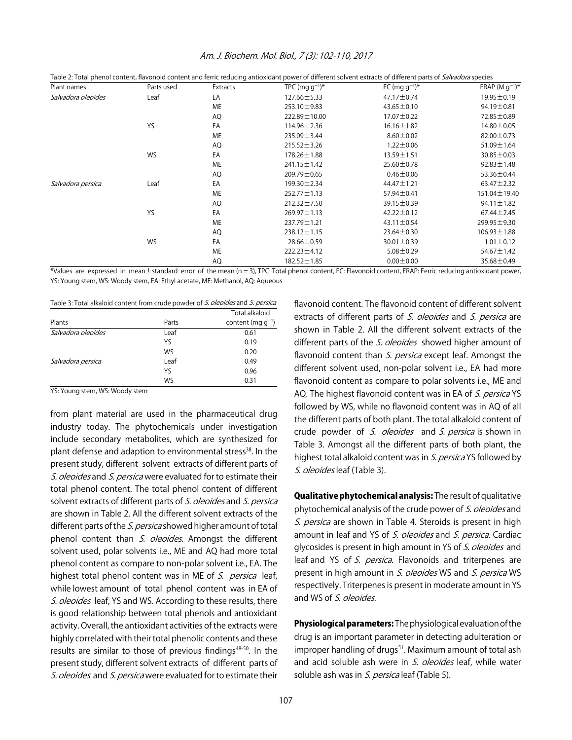Table 2: Total phenol content, flavonoid content and ferric reducing antioxidant power of different solvent extracts of different parts of *Salvadora* species

| Plant names | Parts used | Extracts | TPC (mg $g^{-1}$)* | FC (mg $g^{-1}$)* | FRAP (M $g^{-1}$)* |
|---|---|---|---|---|---|
| *Salvadora oleoides* | Leaf | EA | 127.66±5.33 | 47.17±0.74 | 19.95±0.19 |
| | | ME | 253.10±9.83 | 43.65±0.10 | 94.19±0.81 |
| | | AQ | 222.89±10.00 | 17.07±0.22 | 72.85±0.89 |
| | YS | EA | 114.96±2.36 | 16.16±1.82 | 14.80±0.05 |
| | | ME | 235.09±3.44 | 8.60±0.02 | 82.00±0.73 |
| | | AQ | 215.52±3.26 | 1.22±0.06 | 51.09±1.64 |
| | WS | EA | 178.26±1.88 | 13.59±1.51 | 30.85±0.03 |
| | | ME | 241.15±1.42 | 25.60±0.78 | 92.83±1.48 |
| | | AQ | 209.79±0.65 | 0.46±0.06 | 53.36±0.44 |
| *Salvadora persica* | Leaf | EA | 199.30±2.34 | 44.47±1.21 | 63.47±2.32 |
| | | ME | 252.77±1.13 | 57.94±0.41 | 151.04±19.40 |
| | | AQ | 212.32±7.50 | 39.15±0.39 | 94.11±1.82 |
| | YS | EA | 269.97±1.13 | 42.22±0.12 | 67.44±2.45 |
| | | ME | 237.79±1.21 | 43.11±0.54 | 299.95±9.30 |
| | | AQ | 238.12±1.15 | 23.64±0.30 | 106.93±1.88 |
| | WS | EA | 28.66±0.59 | 30.01±0.39 | 1.01±0.12 |
| | | ME | 222.23±4.12 | 5.08±0.29 | 54.67±1.42 |
| | | AQ | 182.52±1.85 | 0.00±0.00 | 35.68±0.49 |

*Values are expressed in mean±standard error of the mean (n = 3), TPC: Total phenol content, FC: Flavonoid content, FRAP: Ferric reducing antioxidant power, YS: Young stem, WS: Woody stem, EA: Ethyl acetate, ME: Methanol, AQ: Aqueous

Table 3: Total alkaloid content from crude powder of *S. oleoides* and *S. persica*

| Plants | Parts | Total alkaloid content (mg $g^{-1}$) |
|---|---|---|
| *Salvadora oleoides* | Leaf | 0.61 |
| | YS | 0.19 |
| | WS | 0.20 |
| *Salvadora persica* | Leaf | 0.49 |
| | YS | 0.96 |
| | WS | 0.31 |

YS: Young stem, WS: Woody stem

from plant material are used in the pharmaceutical drug industry today. The phytochemicals under investigation include secondary metabolites, which are synthesized for plant defense and adaption to environmental stress[38]. In the present study, different solvent extracts of different parts of *S. oleoides* and *S. persica* were evaluated for to estimate their total phenol content. The total phenol content of different solvent extracts of different parts of *S. oleoides* and *S. persica* are shown in Table 2. All the different solvent extracts of the different parts of the *S. persica* showed higher amount of total phenol content than *S. oleoides*. Amongst the different solvent used, polar solvents i.e., ME and AQ had more total phenol content as compare to non-polar solvent i.e., EA. The highest total phenol content was in ME of *S. persica* leaf, while lowest amount of total phenol content was in EA of *S. oleoides* leaf, YS and WS. According to these results, there is good relationship between total phenols and antioxidant activity. Overall, the antioxidant activities of the extracts were highly correlated with their total phenolic contents and these results are similar to those of previous findings[48-50]. In the present study, different solvent extracts of different parts of *S. oleoides* and *S. persica* were evaluated for to estimate their flavonoid content. The flavonoid content of different solvent extracts of different parts of *S. oleoides* and *S. persica* are shown in Table 2. All the different solvent extracts of the different parts of the *S. oleoides* showed higher amount of flavonoid content than *S. persica* except leaf. Amongst the different solvent used, non-polar solvent i.e., EA had more flavonoid content as compare to polar solvents i.e., ME and AQ. The highest flavonoid content was in EA of *S. persica* YS followed by WS, while no flavonoid content was in AQ of all the different parts of both plant. The total alkaloid content of crude powder of *S. oleoides* and *S. persica* is shown in Table 3. Amongst all the different parts of both plant, the highest total alkaloid content was in *S. persica* YS followed by *S. oleoides* leaf (Table 3).

**Qualitative phytochemical analysis:** The result of qualitative phytochemical analysis of the crude power of *S. oleoides* and *S. persica* are shown in Table 4. Steroids is present in high amount in leaf and YS of *S. oleoides* and *S. persica*. Cardiac glycosides is present in high amount in YS of *S. oleoides* and leaf and YS of *S. persica*. Flavonoids and triterpenes are present in high amount in *S. oleoides* WS and *S. persica* WS respectively. Triterpenes is present in moderate amount in YS and WS of *S. oleoides*.

**Physiological parameters:** The physiological evaluation of the drug is an important parameter in detecting adulteration or improper handling of drugs[51]. Maximum amount of total ash and acid soluble ash were in *S. oleoides* leaf, while water soluble ash was in *S. persica* leaf (Table 5).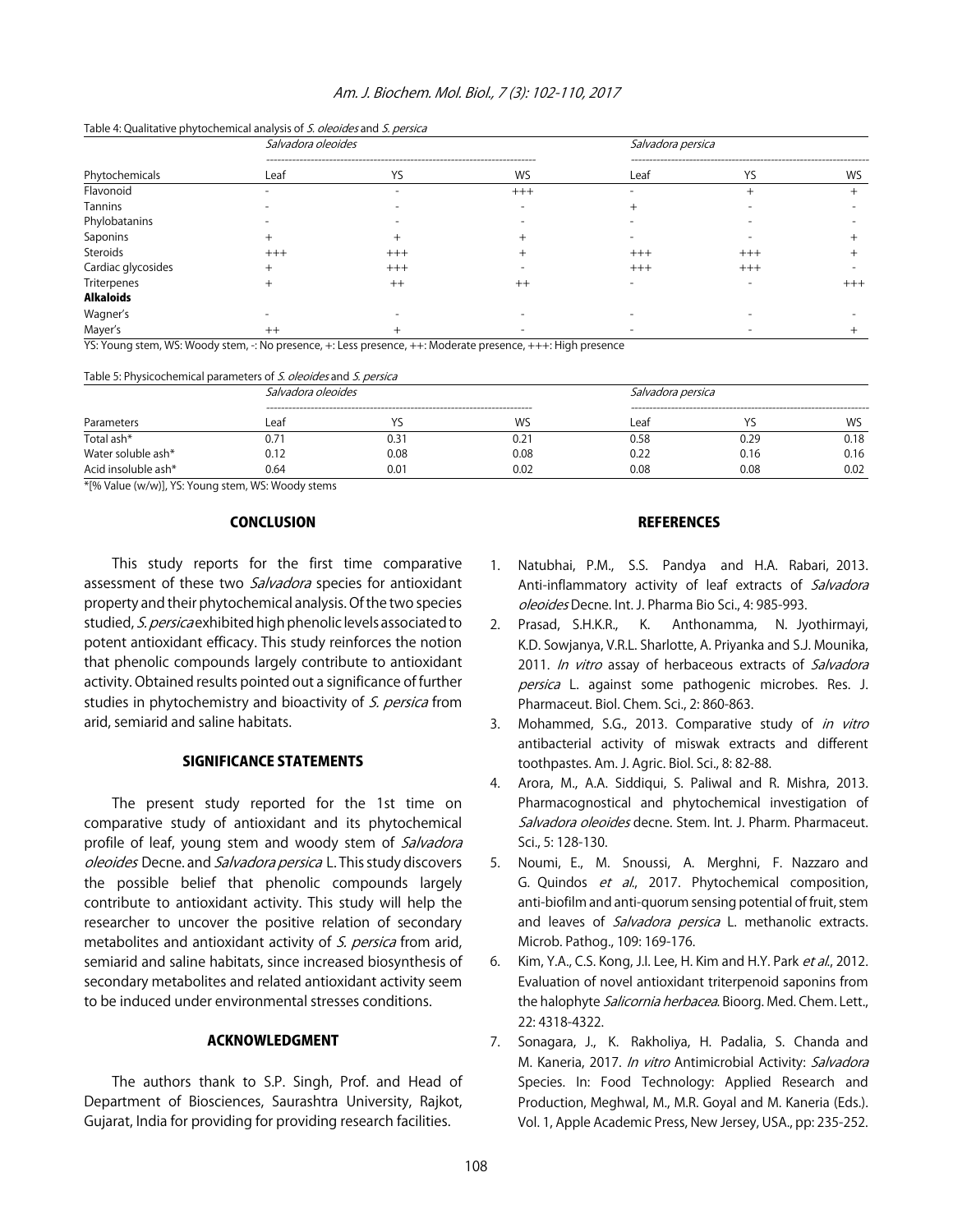Table 4: Qualitative phytochemical analysis of *S. oleoides* and *S. persica*

| | *Salvadora oleoides* | | | *Salvadora persica* | | |
|---|---|---|---|---|---|---|
| Phytochemicals | Leaf | YS | WS | Leaf | YS | WS |
| Flavonoid | - | - | +++ | - | + | + |
| Tannins | - | - | - | + | - | - |
| Phylobatanins | - | - | - | - | - | - |
| Saponins | + | + | + | - | - | + |
| Steroids | +++ | +++ | + | +++ | +++ | + |
| Cardiac glycosides | + | +++ | - | +++ | +++ | - |
| Triterpenes | + | ++ | ++ | - | - | +++ |
| **Alkaloids** | | | | | | |
| Wagner's | - | - | - | - | - | - |
| Mayer's | ++ | + | - | - | - | + |

YS: Young stem, WS: Woody stem, -: No presence, +: Less presence, ++: Moderate presence, +++: High presence

Table 5: Physicochemical parameters of *S. oleoides* and *S. persica*

| | *Salvadora oleoides* | | | *Salvadora persica* | | |
|---|---|---|---|---|---|---|
| Parameters | Leaf | YS | WS | Leaf | YS | WS |
| Total ash* | 0.71 | 0.31 | 0.21 | 0.58 | 0.29 | 0.18 |
| Water soluble ash* | 0.12 | 0.08 | 0.08 | 0.22 | 0.16 | 0.16 |
| Acid insoluble ash* | 0.64 | 0.01 | 0.02 | 0.08 | 0.08 | 0.02 |

*[% Value (w/w)], YS: Young stem, WS: Woody stems

## CONCLUSION

This study reports for the first time comparative assessment of these two *Salvadora* species for antioxidant property and their phytochemical analysis. Of the two species studied, *S. persica* exhibited high phenolic levels associated to potent antioxidant efficacy. This study reinforces the notion that phenolic compounds largely contribute to antioxidant activity. Obtained results pointed out a significance of further studies in phytochemistry and bioactivity of *S. persica* from arid, semiarid and saline habitats.

## SIGNIFICANCE STATEMENTS

The present study reported for the 1st time on comparative study of antioxidant and its phytochemical profile of leaf, young stem and woody stem of *Salvadora oleoides* Decne. and *Salvadora persica* L. This study discovers the possible belief that phenolic compounds largely contribute to antioxidant activity. This study will help the researcher to uncover the positive relation of secondary metabolites and antioxidant activity of *S. persica* from arid, semiarid and saline habitats, since increased biosynthesis of secondary metabolites and related antioxidant activity seem to be induced under environmental stresses conditions.

## ACKNOWLEDGMENT

The authors thank to S.P. Singh, Prof. and Head of Department of Biosciences, Saurashtra University, Rajkot, Gujarat, India for providing for providing research facilities.

## REFERENCES

1. Natubhai, P.M., S.S. Pandya and H.A. Rabari, 2013. Anti-inflammatory activity of leaf extracts of *Salvadora oleoides* Decne. Int. J. Pharma Bio Sci., 4: 985-993.
2. Prasad, S.H.K.R., K. Anthonamma, N. Jyothirmayi, K.D. Sowjanya, V.R.L. Sharlotte, A. Priyanka and S.J. Mounika, 2011. *In vitro* assay of herbaceous extracts of *Salvadora persica* L. against some pathogenic microbes. Res. J. Pharmaceut. Biol. Chem. Sci., 2: 860-863.
3. Mohammed, S.G., 2013. Comparative study of *in vitro* antibacterial activity of miswak extracts and different toothpastes. Am. J. Agric. Biol. Sci., 8: 82-88.
4. Arora, M., A.A. Siddiqui, S. Paliwal and R. Mishra, 2013. Pharmacognostical and phytochemical investigation of *Salvadora oleoides* decne. Stem. Int. J. Pharm. Pharmaceut. Sci., 5: 128-130.
5. Noumi, E., M. Snoussi, A. Merghni, F. Nazzaro and G. Quindos *et al*., 2017. Phytochemical composition, anti-biofilm and anti-quorum sensing potential of fruit, stem and leaves of *Salvadora persica* L. methanolic extracts. Microb. Pathog., 109: 169-176.
6. Kim, Y.A., C.S. Kong, J.I. Lee, H. Kim and H.Y. Park *et al*., 2012. Evaluation of novel antioxidant triterpenoid saponins from the halophyte *Salicornia herbacea*. Bioorg. Med. Chem. Lett., 22: 4318-4322.
7. Sonagara, J., K. Rakholiya, H. Padalia, S. Chanda and M. Kaneria, 2017. *In vitro* Antimicrobial Activity: *Salvadora* Species. In: Food Technology: Applied Research and Production, Meghwal, M., M.R. Goyal and M. Kaneria (Eds.). Vol. 1, Apple Academic Press, New Jersey, USA., pp: 235-252.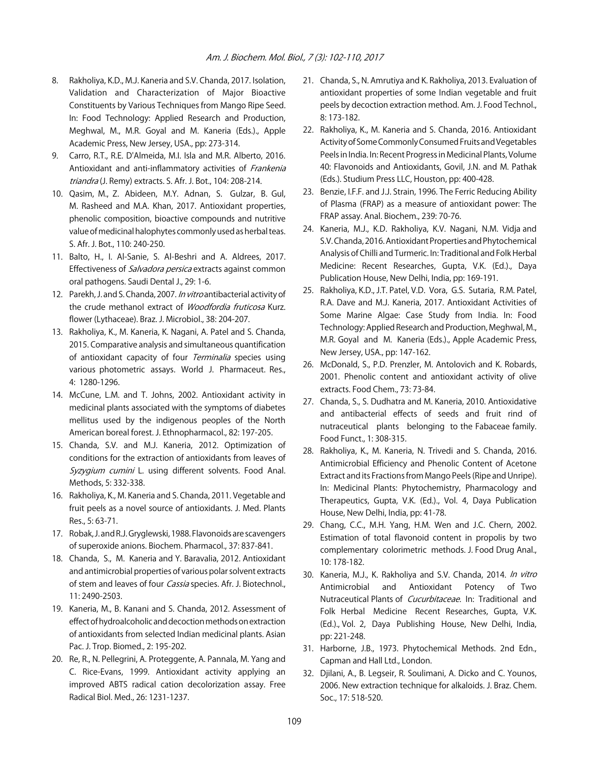8. Rakholiya, K.D., M.J. Kaneria and S.V. Chanda, 2017. Isolation, Validation and Characterization of Major Bioactive Constituents by Various Techniques from Mango Ripe Seed. In: Food Technology: Applied Research and Production, Meghwal, M., M.R. Goyal and M. Kaneria (Eds.)., Apple Academic Press, New Jersey, USA., pp: 273-314.
9. Carro, R.T., R.E. D'Almeida, M.I. Isla and M.R. Alberto, 2016. Antioxidant and anti-inflammatory activities of *Frankenia triandra* (J. Remy) extracts. S. Afr. J. Bot., 104: 208-214.
10. Qasim, M., Z. Abideen, M.Y. Adnan, S. Gulzar, B. Gul, M. Rasheed and M.A. Khan, 2017. Antioxidant properties, phenolic composition, bioactive compounds and nutritive value of medicinal halophytes commonly used as herbal teas. S. Afr. J. Bot., 110: 240-250.
11. Balto, H., I. Al-Sanie, S. Al-Beshri and A. Aldrees, 2017. Effectiveness of *Salvadora persica* extracts against common oral pathogens. Saudi Dental J., 29: 1-6.
12. Parekh, J. and S. Chanda, 2007. *In vitro* antibacterial activity of the crude methanol extract of *Woodfordia fruticosa* Kurz. flower (Lythaceae). Braz. J. Microbiol., 38: 204-207.
13. Rakholiya, K., M. Kaneria, K. Nagani, A. Patel and S. Chanda, 2015. Comparative analysis and simultaneous quantification of antioxidant capacity of four *Terminalia* species using various photometric assays. World J. Pharmaceut. Res., 4: 1280-1296.
14. McCune, L.M. and T. Johns, 2002. Antioxidant activity in medicinal plants associated with the symptoms of diabetes mellitus used by the indigenous peoples of the North American boreal forest. J. Ethnopharmacol., 82: 197-205.
15. Chanda, S.V. and M.J. Kaneria, 2012. Optimization of conditions for the extraction of antioxidants from leaves of *Syzygium cumini* L. using different solvents. Food Anal. Methods, 5: 332-338.
16. Rakholiya, K., M. Kaneria and S. Chanda, 2011. Vegetable and fruit peels as a novel source of antioxidants. J. Med. Plants Res., 5: 63-71.
17. Robak, J. and R.J. Gryglewski, 1988. Flavonoids are scavengers of superoxide anions. Biochem. Pharmacol., 37: 837-841.
18. Chanda, S., M. Kaneria and Y. Baravalia, 2012. Antioxidant and antimicrobial properties of various polar solvent extracts of stem and leaves of four *Cassia* species. Afr. J. Biotechnol., 11: 2490-2503.
19. Kaneria, M., B. Kanani and S. Chanda, 2012. Assessment of effect of hydroalcoholic and decoction methods on extraction of antioxidants from selected Indian medicinal plants. Asian Pac. J. Trop. Biomed., 2: 195-202.
20. Re, R., N. Pellegrini, A. Proteggente, A. Pannala, M. Yang and C. Rice-Evans, 1999. Antioxidant activity applying an improved ABTS radical cation decolorization assay. Free Radical Biol. Med., 26: 1231-1237.
21. Chanda, S., N. Amrutiya and K. Rakholiya, 2013. Evaluation of antioxidant properties of some Indian vegetable and fruit peels by decoction extraction method. Am. J. Food Technol., 8: 173-182.
22. Rakholiya, K., M. Kaneria and S. Chanda, 2016. Antioxidant Activity of Some Commonly Consumed Fruits and Vegetables Peels in India. In: Recent Progress in Medicinal Plants, Volume 40: Flavonoids and Antioxidants, Govil, J.N. and M. Pathak (Eds.). Studium Press LLC, Houston, pp: 400-428.
23. Benzie, I.F.F. and J.J. Strain, 1996. The Ferric Reducing Ability of Plasma (FRAP) as a measure of antioxidant power: The FRAP assay. Anal. Biochem., 239: 70-76.
24. Kaneria, M.J., K.D. Rakholiya, K.V. Nagani, N.M. Vidja and S.V. Chanda, 2016. Antioxidant Properties and Phytochemical Analysis of Chilli and Turmeric. In: Traditional and Folk Herbal Medicine: Recent Researches, Gupta, V.K. (Ed.)., Daya Publication House, New Delhi, India, pp: 169-191.
25. Rakholiya, K.D., J.T. Patel, V.D. Vora, G.S. Sutaria, R.M. Patel, R.A. Dave and M.J. Kaneria, 2017. Antioxidant Activities of Some Marine Algae: Case Study from India. In: Food Technology: Applied Research and Production, Meghwal, M., M.R. Goyal and M. Kaneria (Eds.)., Apple Academic Press, New Jersey, USA., pp: 147-162.
26. McDonald, S., P.D. Prenzler, M. Antolovich and K. Robards, 2001. Phenolic content and antioxidant activity of olive extracts. Food Chem., 73: 73-84.
27. Chanda, S., S. Dudhatra and M. Kaneria, 2010. Antioxidative and antibacterial effects of seeds and fruit rind of nutraceutical plants belonging to the Fabaceae family. Food Funct., 1: 308-315.
28. Rakholiya, K., M. Kaneria, N. Trivedi and S. Chanda, 2016. Antimicrobial Efficiency and Phenolic Content of Acetone Extract and its Fractions from Mango Peels (Ripe and Unripe). In: Medicinal Plants: Phytochemistry, Pharmacology and Therapeutics, Gupta, V.K. (Ed.)., Vol. 4, Daya Publication House, New Delhi, India, pp: 41-78.
29. Chang, C.C., M.H. Yang, H.M. Wen and J.C. Chern, 2002. Estimation of total flavonoid content in propolis by two complementary colorimetric methods. J. Food Drug Anal., 10: 178-182.
30. Kaneria, M.J., K. Rakholiya and S.V. Chanda, 2014. *In vitro* Antimicrobial and Antioxidant Potency of Two Nutraceutical Plants of *Cucurbitaceae*. In: Traditional and Folk Herbal Medicine Recent Researches, Gupta, V.K. (Ed.)., Vol. 2, Daya Publishing House, New Delhi, India, pp: 221-248.
31. Harborne, J.B., 1973. Phytochemical Methods. 2nd Edn., Capman and Hall Ltd., London.
32. Djilani, A., B. Legseir, R. Soulimani, A. Dicko and C. Younos, 2006. New extraction technique for alkaloids. J. Braz. Chem. Soc., 17: 518-520.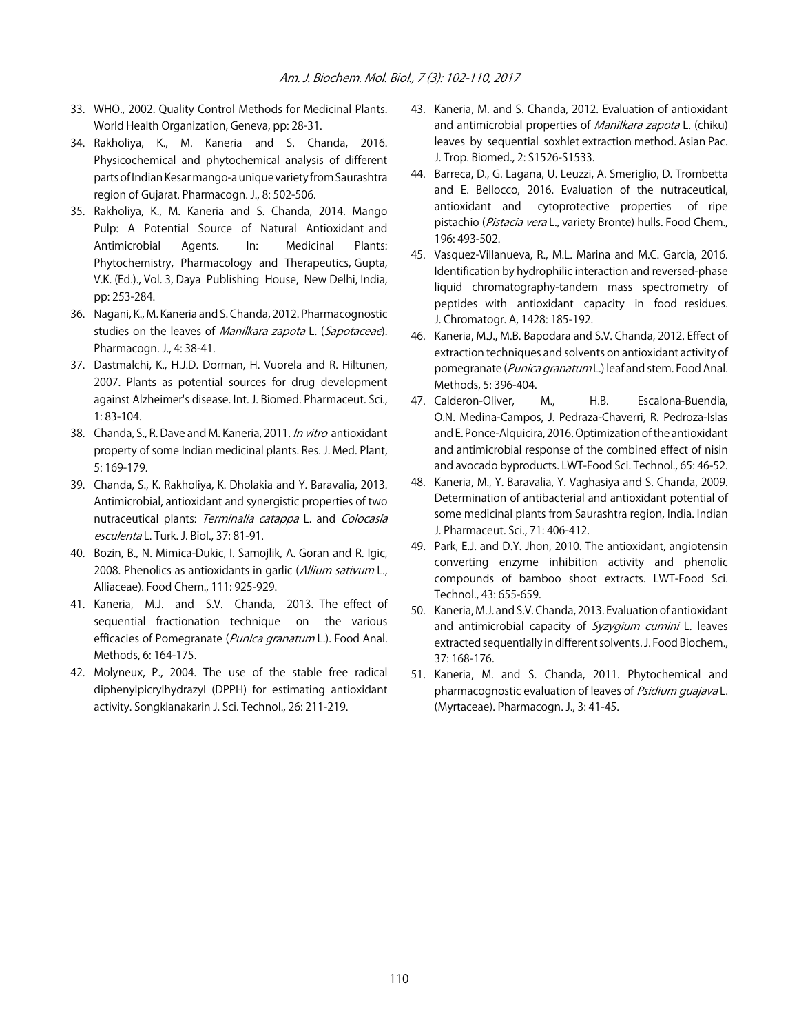33. WHO., 2002. Quality Control Methods for Medicinal Plants. World Health Organization, Geneva, pp: 28-31.
34. Rakholiya, K., M. Kaneria and S. Chanda, 2016. Physicochemical and phytochemical analysis of different parts of Indian Kesar mango-a unique variety from Saurashtra region of Gujarat. Pharmacogn. J., 8: 502-506.
35. Rakholiya, K., M. Kaneria and S. Chanda, 2014. Mango Pulp: A Potential Source of Natural Antioxidant and Antimicrobial Agents. In: Medicinal Plants: Phytochemistry, Pharmacology and Therapeutics, Gupta, V.K. (Ed.)., Vol. 3, Daya Publishing House, New Delhi, India, pp: 253-284.
36. Nagani, K., M. Kaneria and S. Chanda, 2012. Pharmacognostic studies on the leaves of *Manilkara zapota* L. (*Sapotaceae*). Pharmacogn. J., 4: 38-41.
37. Dastmalchi, K., H.J.D. Dorman, H. Vuorela and R. Hiltunen, 2007. Plants as potential sources for drug development against Alzheimer's disease. Int. J. Biomed. Pharmaceut. Sci., 1: 83-104.
38. Chanda, S., R. Dave and M. Kaneria, 2011. *In vitro* antioxidant property of some Indian medicinal plants. Res. J. Med. Plant, 5: 169-179.
39. Chanda, S., K. Rakholiya, K. Dholakia and Y. Baravalia, 2013. Antimicrobial, antioxidant and synergistic properties of two nutraceutical plants: *Terminalia catappa* L. and *Colocasia esculenta* L. Turk. J. Biol., 37: 81-91.
40. Bozin, B., N. Mimica-Dukic, I. Samojlik, A. Goran and R. Igic, 2008. Phenolics as antioxidants in garlic (*Allium sativum* L., Alliaceae). Food Chem., 111: 925-929.
41. Kaneria, M.J. and S.V. Chanda, 2013. The effect of sequential fractionation technique on the various efficacies of Pomegranate (*Punica granatum* L.). Food Anal. Methods, 6: 164-175.
42. Molyneux, P., 2004. The use of the stable free radical diphenylpicrylhydrazyl (DPPH) for estimating antioxidant activity. Songklanakarin J. Sci. Technol., 26: 211-219.
43. Kaneria, M. and S. Chanda, 2012. Evaluation of antioxidant and antimicrobial properties of *Manilkara zapota* L. (chiku) leaves by sequential soxhlet extraction method. Asian Pac. J. Trop. Biomed., 2: S1526-S1533.
44. Barreca, D., G. Lagana, U. Leuzzi, A. Smeriglio, D. Trombetta and E. Bellocco, 2016. Evaluation of the nutraceutical, antioxidant and cytoprotective properties of ripe pistachio (*Pistacia vera* L., variety Bronte) hulls. Food Chem., 196: 493-502.
45. Vasquez-Villanueva, R., M.L. Marina and M.C. Garcia, 2016. Identification by hydrophilic interaction and reversed-phase liquid chromatography-tandem mass spectrometry of peptides with antioxidant capacity in food residues. J. Chromatogr. A, 1428: 185-192.
46. Kaneria, M.J., M.B. Bapodara and S.V. Chanda, 2012. Effect of extraction techniques and solvents on antioxidant activity of pomegranate (*Punica granatum* L.) leaf and stem. Food Anal. Methods, 5: 396-404.
47. Calderon-Oliver, M., H.B. Escalona-Buendia, O.N. Medina-Campos, J. Pedraza-Chaverri, R. Pedroza-Islas and E. Ponce-Alquicira, 2016. Optimization of the antioxidant and antimicrobial response of the combined effect of nisin and avocado byproducts. LWT-Food Sci. Technol., 65: 46-52.
48. Kaneria, M., Y. Baravalia, Y. Vaghasiya and S. Chanda, 2009. Determination of antibacterial and antioxidant potential of some medicinal plants from Saurashtra region, India. Indian J. Pharmaceut. Sci., 71: 406-412.
49. Park, E.J. and D.Y. Jhon, 2010. The antioxidant, angiotensin converting enzyme inhibition activity and phenolic compounds of bamboo shoot extracts. LWT-Food Sci. Technol., 43: 655-659.
50. Kaneria, M.J. and S.V. Chanda, 2013. Evaluation of antioxidant and antimicrobial capacity of *Syzygium cumini* L. leaves extracted sequentially in different solvents. J. Food Biochem., 37: 168-176.
51. Kaneria, M. and S. Chanda, 2011. Phytochemical and pharmacognostic evaluation of leaves of *Psidium guajava* L. (Myrtaceae). Pharmacogn. J., 3: 41-45.